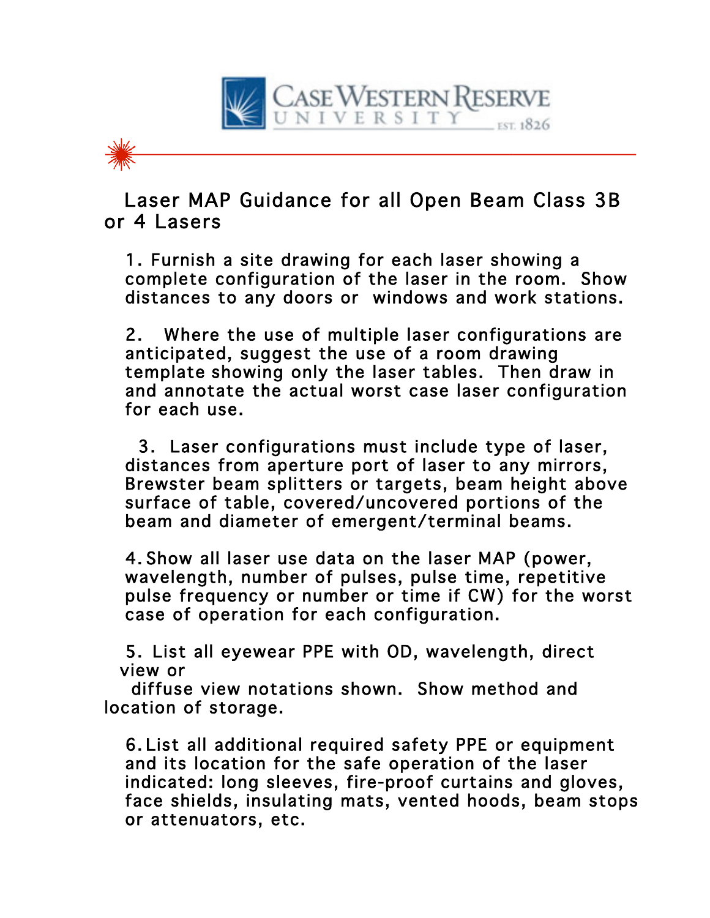Case Western Reserve University

EST. 1826

# Laser MAP Guidance for all Open Beam Class 3B or 4 Lasers

1. Furnish a site drawing for each laser showing a complete configuration of the laser in the room. Show distances to any doors or windows and work stations.

2. Where the use of multiple laser configurations are anticipated, suggest the use of a room drawing template showing only the laser tables. Then draw in and annotate the actual worst case laser configuration for each use.

3. Laser configurations must include type of laser, distances from aperture port of laser to any mirrors, Brewster beam splitters or targets, beam height above surface of table, covered/uncovered portions of the beam and diameter of emergent/terminal beams.

4. Show all laser use data on the laser MAP (power, wavelength, number of pulses, pulse time, repetitive pulse frequency or number or time if CW) for the worst case of operation for each configuration.

5. List all eyewear PPE with OD, wavelength, direct view or diffuse view notations shown. Show method and location of storage.

6. List all additional required safety PPE or equipment and its location for the safe operation of the laser indicated: long sleeves, fire-proof curtains and gloves, face shields, insulating mats, vented hoods, beam stops or attenuators, etc.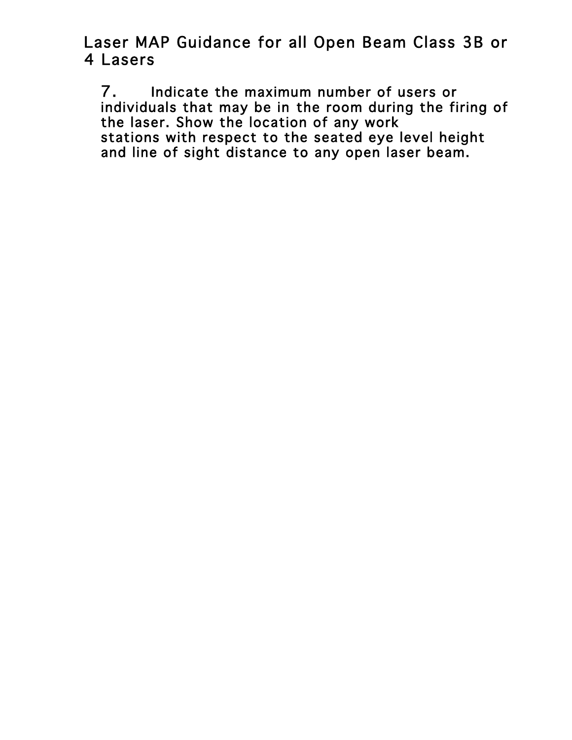# Laser MAP Guidance for all Open Beam Class 3B or 4 Lasers

7. Indicate the maximum number of users or individuals that may be in the room during the firing of the laser. Show the location of any work stations with respect to the seated eye level height and line of sight distance to any open laser beam.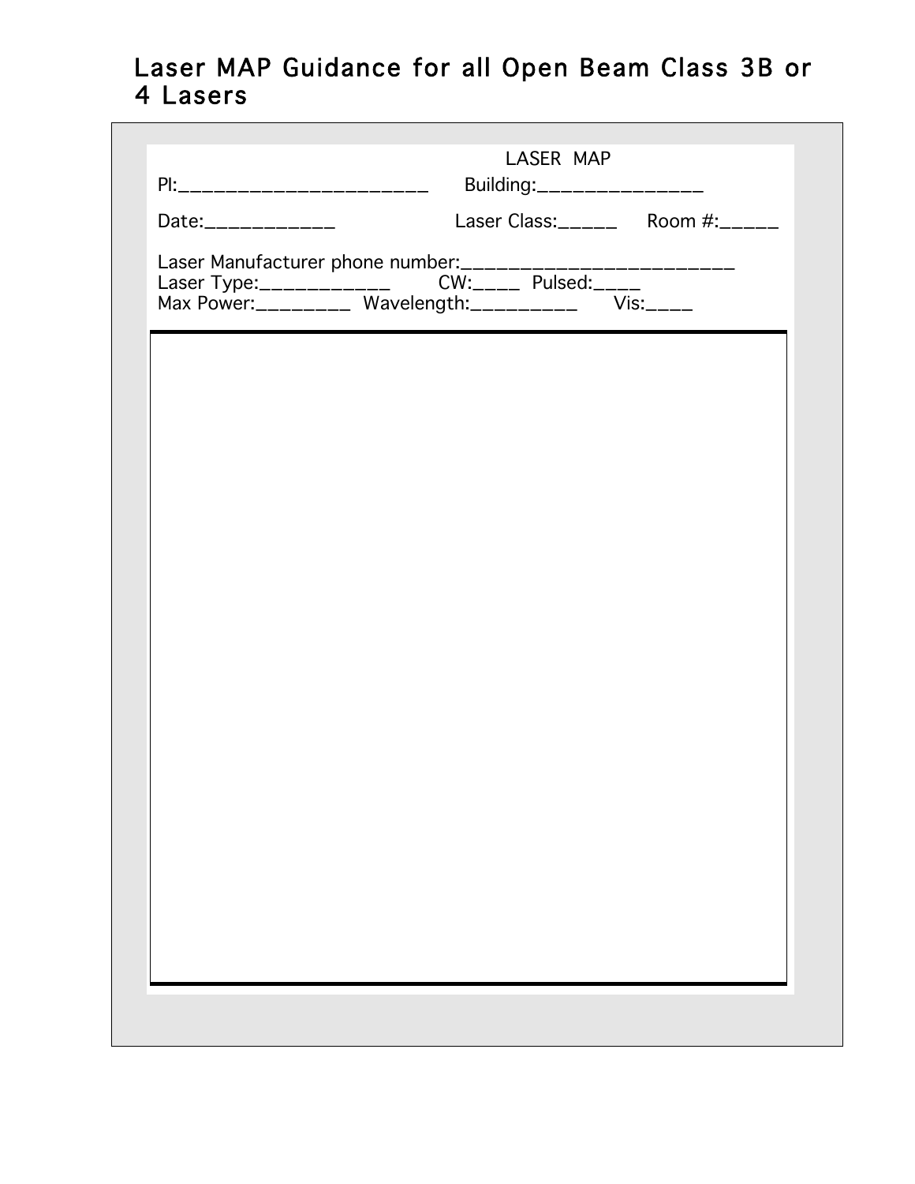# Laser MAP Guidance for all Open Beam Class 3B or 4 Lasers

LASER MAP

PI:______________________ Building:_______________

Date:____________ Laser Class:_____ Room #:_____

Laser Manufacturer phone number:_________________________

Laser Type:____________ CW:____ Pulsed:____

Max Power:_________ Wavelength:__________ Vis:____